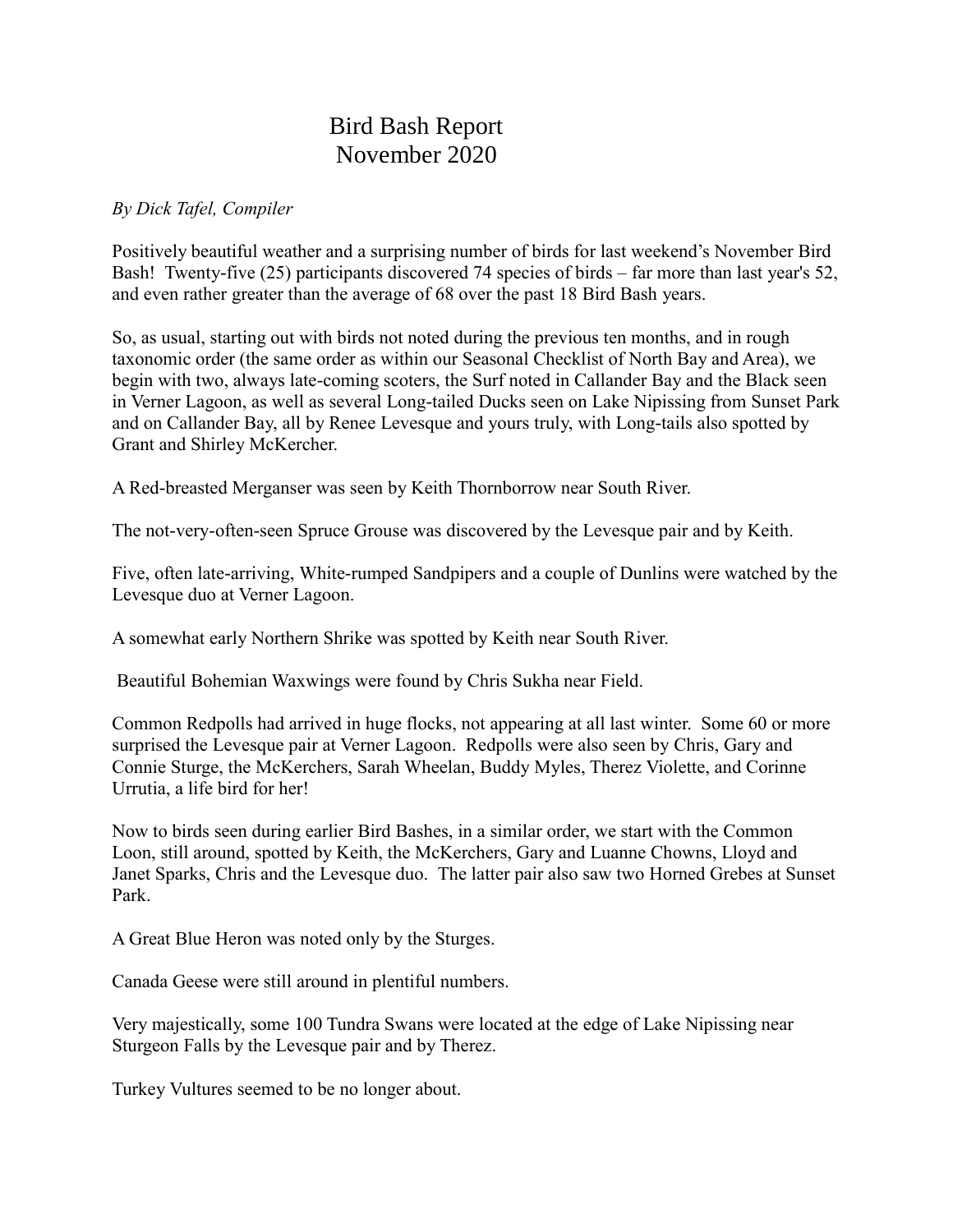# Bird Bash Report
# November 2020

*By Dick Tafel, Compiler*

Positively beautiful weather and a surprising number of birds for last weekend's November Bird Bash! Twenty-five (25) participants discovered 74 species of birds – far more than last year's 52, and even rather greater than the average of 68 over the past 18 Bird Bash years.

So, as usual, starting out with birds not noted during the previous ten months, and in rough taxonomic order (the same order as within our Seasonal Checklist of North Bay and Area), we begin with two, always late-coming scoters, the Surf noted in Callander Bay and the Black seen in Verner Lagoon, as well as several Long-tailed Ducks seen on Lake Nipissing from Sunset Park and on Callander Bay, all by Renee Levesque and yours truly, with Long-tails also spotted by Grant and Shirley McKercher.

A Red-breasted Merganser was seen by Keith Thornborrow near South River.

The not-very-often-seen Spruce Grouse was discovered by the Levesque pair and by Keith.

Five, often late-arriving, White-rumped Sandpipers and a couple of Dunlins were watched by the Levesque duo at Verner Lagoon.

A somewhat early Northern Shrike was spotted by Keith near South River.

Beautiful Bohemian Waxwings were found by Chris Sukha near Field.

Common Redpolls had arrived in huge flocks, not appearing at all last winter. Some 60 or more surprised the Levesque pair at Verner Lagoon. Redpolls were also seen by Chris, Gary and Connie Sturge, the McKerchers, Sarah Wheelan, Buddy Myles, Therez Violette, and Corinne Urrutia, a life bird for her!

Now to birds seen during earlier Bird Bashes, in a similar order, we start with the Common Loon, still around, spotted by Keith, the McKerchers, Gary and Luanne Chowns, Lloyd and Janet Sparks, Chris and the Levesque duo. The latter pair also saw two Horned Grebes at Sunset Park.

A Great Blue Heron was noted only by the Sturges.

Canada Geese were still around in plentiful numbers.

Very majestically, some 100 Tundra Swans were located at the edge of Lake Nipissing near Sturgeon Falls by the Levesque pair and by Therez.

Turkey Vultures seemed to be no longer about.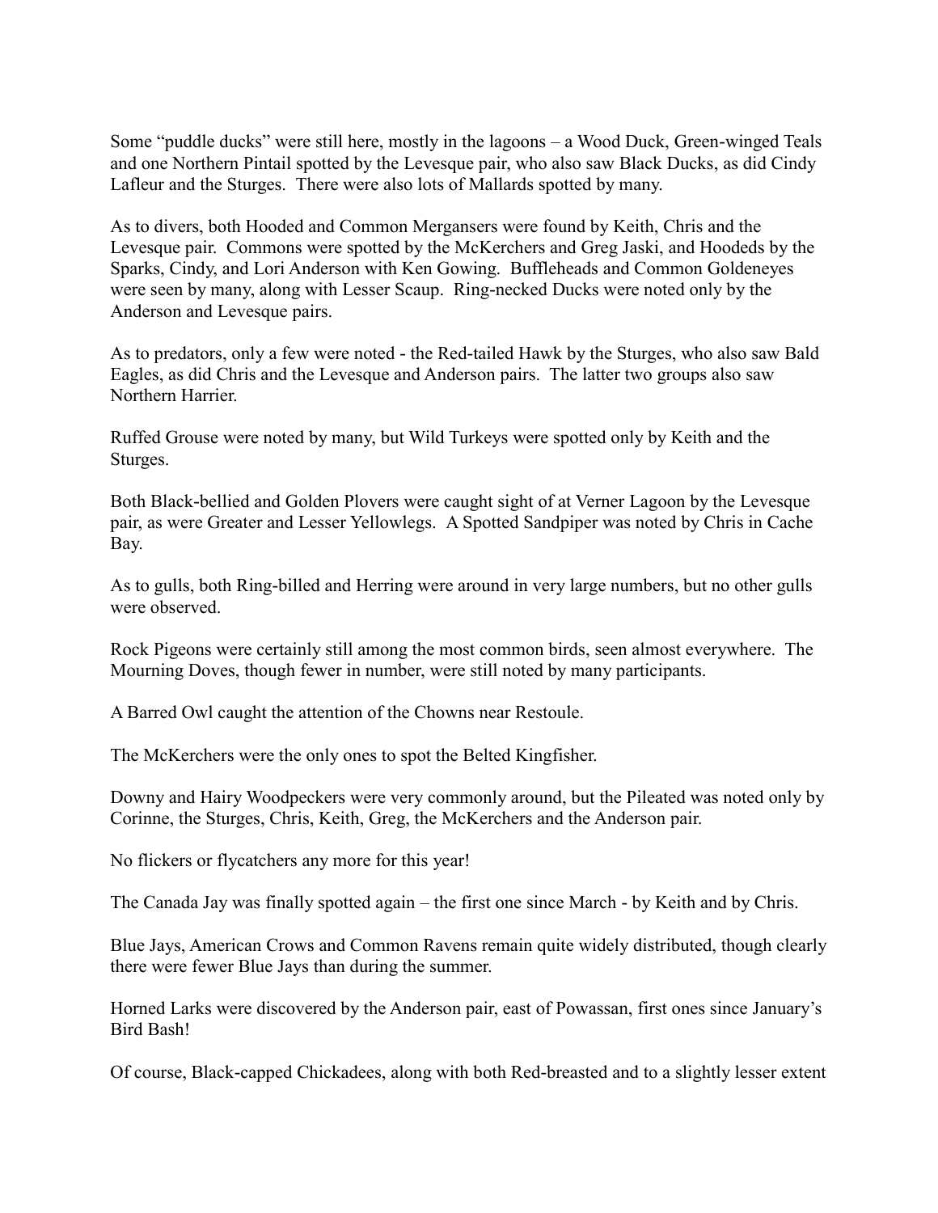Some "puddle ducks" were still here, mostly in the lagoons – a Wood Duck, Green-winged Teals and one Northern Pintail spotted by the Levesque pair, who also saw Black Ducks, as did Cindy Lafleur and the Sturges. There were also lots of Mallards spotted by many.

As to divers, both Hooded and Common Mergansers were found by Keith, Chris and the Levesque pair. Commons were spotted by the McKerchers and Greg Jaski, and Hoodeds by the Sparks, Cindy, and Lori Anderson with Ken Gowing. Buffleheads and Common Goldeneyes were seen by many, along with Lesser Scaup. Ring-necked Ducks were noted only by the Anderson and Levesque pairs.

As to predators, only a few were noted - the Red-tailed Hawk by the Sturges, who also saw Bald Eagles, as did Chris and the Levesque and Anderson pairs. The latter two groups also saw Northern Harrier.

Ruffed Grouse were noted by many, but Wild Turkeys were spotted only by Keith and the Sturges.

Both Black-bellied and Golden Plovers were caught sight of at Verner Lagoon by the Levesque pair, as were Greater and Lesser Yellowlegs. A Spotted Sandpiper was noted by Chris in Cache Bay.

As to gulls, both Ring-billed and Herring were around in very large numbers, but no other gulls were observed.

Rock Pigeons were certainly still among the most common birds, seen almost everywhere. The Mourning Doves, though fewer in number, were still noted by many participants.

A Barred Owl caught the attention of the Chowns near Restoule.

The McKerchers were the only ones to spot the Belted Kingfisher.

Downy and Hairy Woodpeckers were very commonly around, but the Pileated was noted only by Corinne, the Sturges, Chris, Keith, Greg, the McKerchers and the Anderson pair.

No flickers or flycatchers any more for this year!

The Canada Jay was finally spotted again – the first one since March - by Keith and by Chris.

Blue Jays, American Crows and Common Ravens remain quite widely distributed, though clearly there were fewer Blue Jays than during the summer.

Horned Larks were discovered by the Anderson pair, east of Powassan, first ones since January's Bird Bash!

Of course, Black-capped Chickadees, along with both Red-breasted and to a slightly lesser extent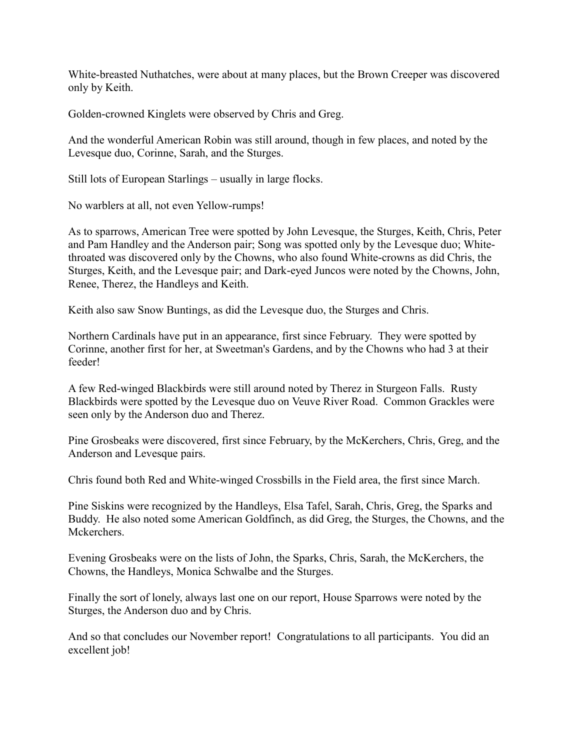White-breasted Nuthatches, were about at many places, but the Brown Creeper was discovered only by Keith.

Golden-crowned Kinglets were observed by Chris and Greg.

And the wonderful American Robin was still around, though in few places, and noted by the Levesque duo, Corinne, Sarah, and the Sturges.

Still lots of European Starlings – usually in large flocks.

No warblers at all, not even Yellow-rumps!

As to sparrows, American Tree were spotted by John Levesque, the Sturges, Keith, Chris, Peter and Pam Handley and the Anderson pair; Song was spotted only by the Levesque duo; White-throated was discovered only by the Chowns, who also found White-crowns as did Chris, the Sturges, Keith, and the Levesque pair; and Dark-eyed Juncos were noted by the Chowns, John, Renee, Therez, the Handleys and Keith.

Keith also saw Snow Buntings, as did the Levesque duo, the Sturges and Chris.

Northern Cardinals have put in an appearance, first since February. They were spotted by Corinne, another first for her, at Sweetman's Gardens, and by the Chowns who had 3 at their feeder!

A few Red-winged Blackbirds were still around noted by Therez in Sturgeon Falls. Rusty Blackbirds were spotted by the Levesque duo on Veuve River Road. Common Grackles were seen only by the Anderson duo and Therez.

Pine Grosbeaks were discovered, first since February, by the McKerchers, Chris, Greg, and the Anderson and Levesque pairs.

Chris found both Red and White-winged Crossbills in the Field area, the first since March.

Pine Siskins were recognized by the Handleys, Elsa Tafel, Sarah, Chris, Greg, the Sparks and Buddy. He also noted some American Goldfinch, as did Greg, the Sturges, the Chowns, and the Mckerchers.

Evening Grosbeaks were on the lists of John, the Sparks, Chris, Sarah, the McKerchers, the Chowns, the Handleys, Monica Schwalbe and the Sturges.

Finally the sort of lonely, always last one on our report, House Sparrows were noted by the Sturges, the Anderson duo and by Chris.

And so that concludes our November report! Congratulations to all participants. You did an excellent job!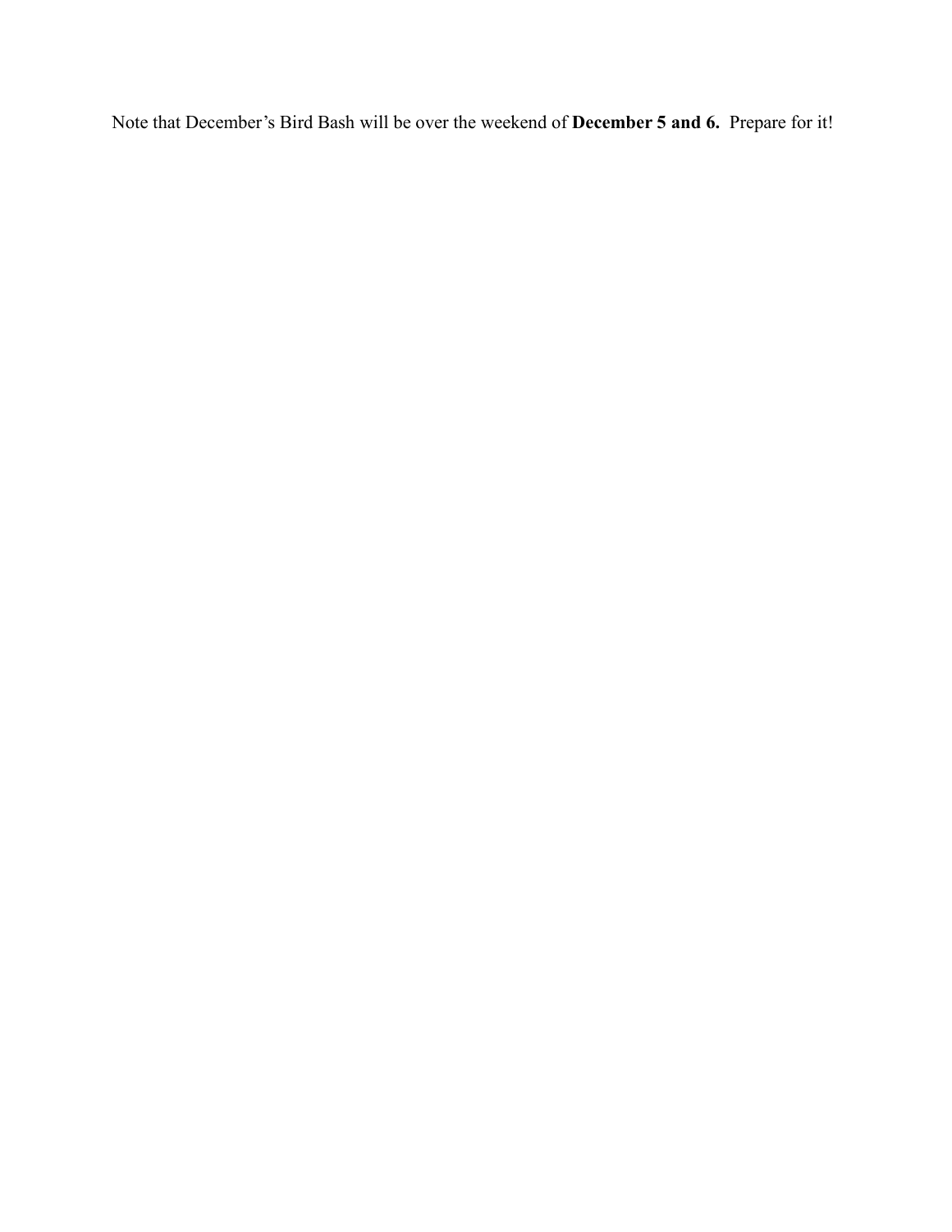Note that December’s Bird Bash will be over the weekend of **December 5 and 6.** Prepare for it!